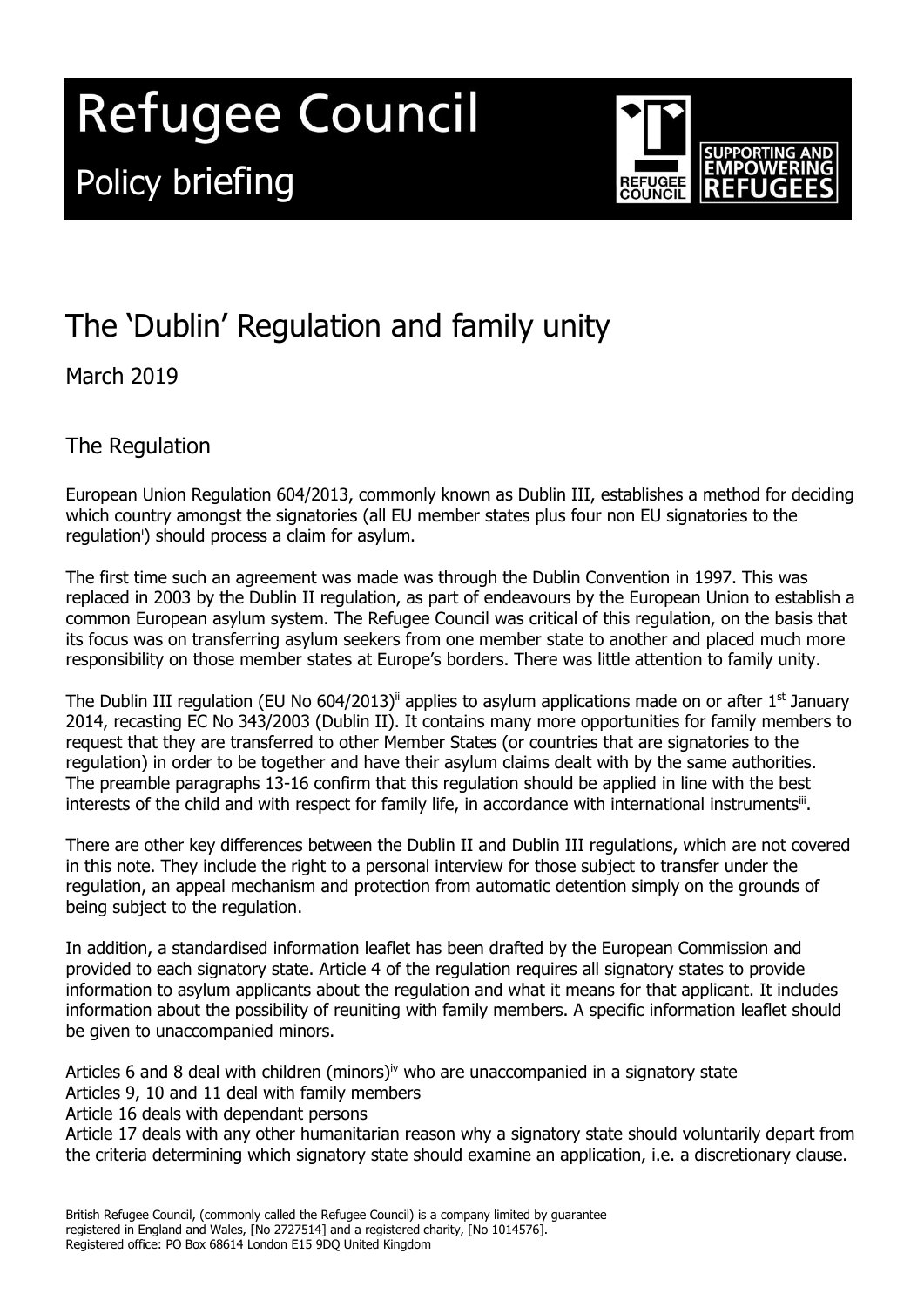# Refugee Council

Policy briefing

SUPPORTING AND EMPOWERING REFUGEES

## The 'Dublin' Regulation and family unity

March 2019

### The Regulation

European Union Regulation 604/2013, commonly known as Dublin III, establishes a method for deciding which country amongst the signatories (all EU member states plus four non EU signatories to the regulation[i]) should process a claim for asylum.

The first time such an agreement was made was through the Dublin Convention in 1997. This was replaced in 2003 by the Dublin II regulation, as part of endeavours by the European Union to establish a common European asylum system. The Refugee Council was critical of this regulation, on the basis that its focus was on transferring asylum seekers from one member state to another and placed much more responsibility on those member states at Europe's borders. There was little attention to family unity.

The Dublin III regulation (EU No 604/2013)[ii] applies to asylum applications made on or after 1st January 2014, recasting EC No 343/2003 (Dublin II). It contains many more opportunities for family members to request that they are transferred to other Member States (or countries that are signatories to the regulation) in order to be together and have their asylum claims dealt with by the same authorities. The preamble paragraphs 13-16 confirm that this regulation should be applied in line with the best interests of the child and with respect for family life, in accordance with international instruments[iii].

There are other key differences between the Dublin II and Dublin III regulations, which are not covered in this note. They include the right to a personal interview for those subject to transfer under the regulation, an appeal mechanism and protection from automatic detention simply on the grounds of being subject to the regulation.

In addition, a standardised information leaflet has been drafted by the European Commission and provided to each signatory state. Article 4 of the regulation requires all signatory states to provide information to asylum applicants about the regulation and what it means for that applicant. It includes information about the possibility of reuniting with family members. A specific information leaflet should be given to unaccompanied minors.

Articles 6 and 8 deal with children (minors)[iv] who are unaccompanied in a signatory state
Articles 9, 10 and 11 deal with family members
Article 16 deals with dependant persons
Article 17 deals with any other humanitarian reason why a signatory state should voluntarily depart from the criteria determining which signatory state should examine an application, i.e. a discretionary clause.

British Refugee Council, (commonly called the Refugee Council) is a company limited by guarantee registered in England and Wales, [No 2727514] and a registered charity, [No 1014576].
Registered office: PO Box 68614 London E15 9DQ United Kingdom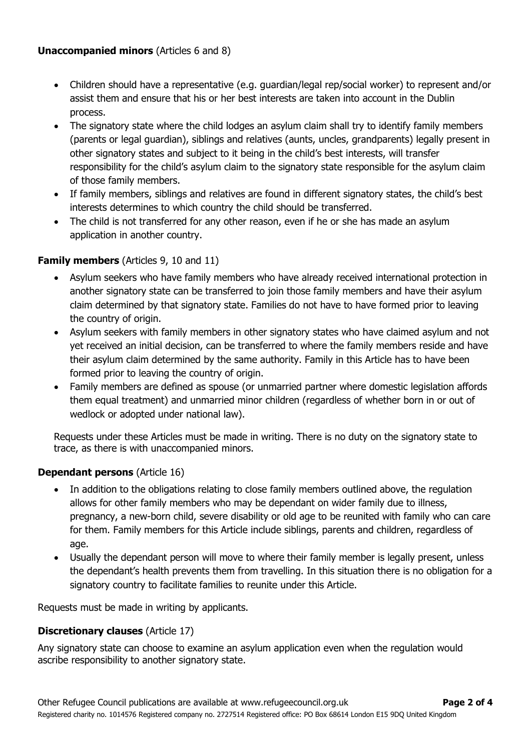**Unaccompanied minors** (Articles 6 and 8)

- Children should have a representative (e.g. guardian/legal rep/social worker) to represent and/or assist them and ensure that his or her best interests are taken into account in the Dublin process.
- The signatory state where the child lodges an asylum claim shall try to identify family members (parents or legal guardian), siblings and relatives (aunts, uncles, grandparents) legally present in other signatory states and subject to it being in the child's best interests, will transfer responsibility for the child's asylum claim to the signatory state responsible for the asylum claim of those family members.
- If family members, siblings and relatives are found in different signatory states, the child's best interests determines to which country the child should be transferred.
- The child is not transferred for any other reason, even if he or she has made an asylum application in another country.

**Family members** (Articles 9, 10 and 11)

- Asylum seekers who have family members who have already received international protection in another signatory state can be transferred to join those family members and have their asylum claim determined by that signatory state. Families do not have to have formed prior to leaving the country of origin.
- Asylum seekers with family members in other signatory states who have claimed asylum and not yet received an initial decision, can be transferred to where the family members reside and have their asylum claim determined by the same authority. Family in this Article has to have been formed prior to leaving the country of origin.
- Family members are defined as spouse (or unmarried partner where domestic legislation affords them equal treatment) and unmarried minor children (regardless of whether born in or out of wedlock or adopted under national law).

Requests under these Articles must be made in writing. There is no duty on the signatory state to trace, as there is with unaccompanied minors.

**Dependant persons** (Article 16)

- In addition to the obligations relating to close family members outlined above, the regulation allows for other family members who may be dependant on wider family due to illness, pregnancy, a new-born child, severe disability or old age to be reunited with family who can care for them. Family members for this Article include siblings, parents and children, regardless of age.
- Usually the dependant person will move to where their family member is legally present, unless the dependant's health prevents them from travelling. In this situation there is no obligation for a signatory country to facilitate families to reunite under this Article.

Requests must be made in writing by applicants.

**Discretionary clauses** (Article 17)

Any signatory state can choose to examine an asylum application even when the regulation would ascribe responsibility to another signatory state.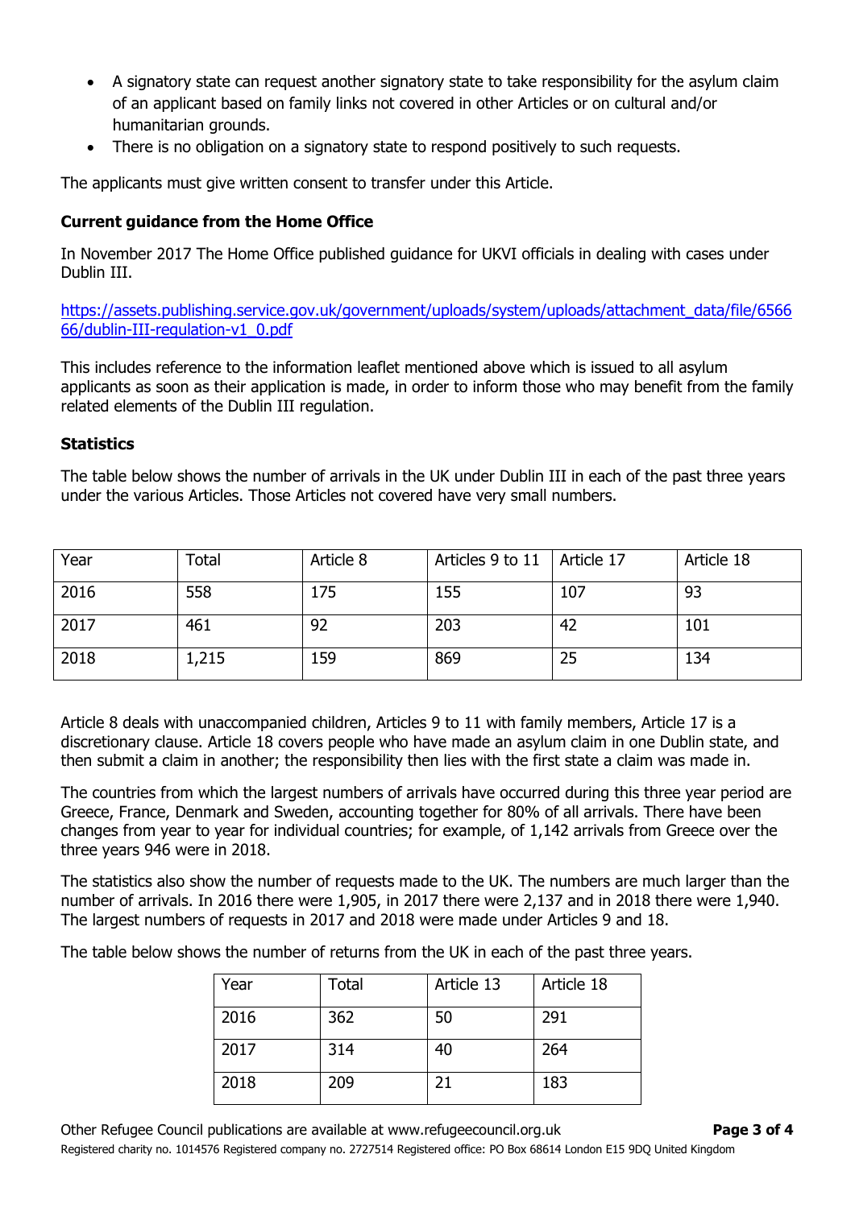- A signatory state can request another signatory state to take responsibility for the asylum claim of an applicant based on family links not covered in other Articles or on cultural and/or humanitarian grounds.
- There is no obligation on a signatory state to respond positively to such requests.

The applicants must give written consent to transfer under this Article.

### Current guidance from the Home Office

In November 2017 The Home Office published guidance for UKVI officials in dealing with cases under Dublin III.

[https://assets.publishing.service.gov.uk/government/uploads/system/uploads/attachment_data/file/656666/dublin-III-regulation-v1_0.pdf](https://assets.publishing.service.gov.uk/government/uploads/system/uploads/attachment_data/file/656666/dublin-III-regulation-v1_0.pdf)

This includes reference to the information leaflet mentioned above which is issued to all asylum applicants as soon as their application is made, in order to inform those who may benefit from the family related elements of the Dublin III regulation.

### Statistics

The table below shows the number of arrivals in the UK under Dublin III in each of the past three years under the various Articles. Those Articles not covered have very small numbers.

| Year | Total | Article 8 | Articles 9 to 11 | Article 17 | Article 18 |
|---|---|---|---|---|---|
| 2016 | 558 | 175 | 155 | 107 | 93 |
| 2017 | 461 | 92 | 203 | 42 | 101 |
| 2018 | 1,215 | 159 | 869 | 25 | 134 |

Article 8 deals with unaccompanied children, Articles 9 to 11 with family members, Article 17 is a discretionary clause. Article 18 covers people who have made an asylum claim in one Dublin state, and then submit a claim in another; the responsibility then lies with the first state a claim was made in.

The countries from which the largest numbers of arrivals have occurred during this three year period are Greece, France, Denmark and Sweden, accounting together for 80% of all arrivals. There have been changes from year to year for individual countries; for example, of 1,142 arrivals from Greece over the three years 946 were in 2018.

The statistics also show the number of requests made to the UK. The numbers are much larger than the number of arrivals. In 2016 there were 1,905, in 2017 there were 2,137 and in 2018 there were 1,940. The largest numbers of requests in 2017 and 2018 were made under Articles 9 and 18.

The table below shows the number of returns from the UK in each of the past three years.

| Year | Total | Article 13 | Article 18 |
|---|---|---|---|
| 2016 | 362 | 50 | 291 |
| 2017 | 314 | 40 | 264 |
| 2018 | 209 | 21 | 183 |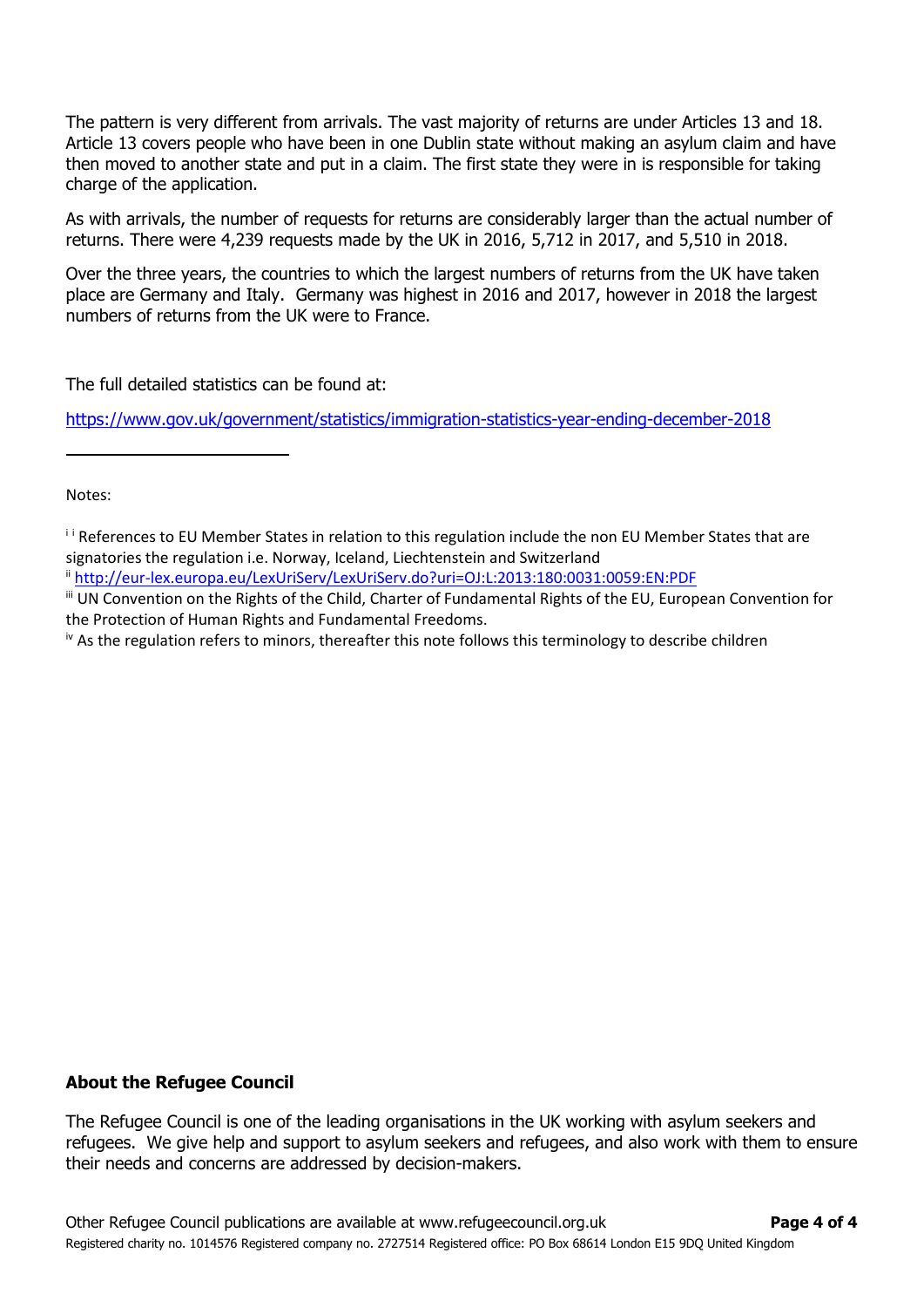The pattern is very different from arrivals. The vast majority of returns are under Articles 13 and 18. Article 13 covers people who have been in one Dublin state without making an asylum claim and have then moved to another state and put in a claim. The first state they were in is responsible for taking charge of the application.

As with arrivals, the number of requests for returns are considerably larger than the actual number of returns. There were 4,239 requests made by the UK in 2016, 5,712 in 2017, and 5,510 in 2018.

Over the three years, the countries to which the largest numbers of returns from the UK have taken place are Germany and Italy. Germany was highest in 2016 and 2017, however in 2018 the largest numbers of returns from the UK were to France.

The full detailed statistics can be found at:

https://www.gov.uk/government/statistics/immigration-statistics-year-ending-december-2018

---

Notes:

[i] [i] References to EU Member States in relation to this regulation include the non EU Member States that are signatories the regulation i.e. Norway, Iceland, Liechtenstein and Switzerland

[ii] http://eur-lex.europa.eu/LexUriServ/LexUriServ.do?uri=OJ:L:2013:180:0031:0059:EN:PDF

[iii] UN Convention on the Rights of the Child, Charter of Fundamental Rights of the EU, European Convention for the Protection of Human Rights and Fundamental Freedoms.

[iv] As the regulation refers to minors, thereafter this note follows this terminology to describe children

**About the Refugee Council**

The Refugee Council is one of the leading organisations in the UK working with asylum seekers and refugees. We give help and support to asylum seekers and refugees, and also work with them to ensure their needs and concerns are addressed by decision-makers.

Other Refugee Council publications are available at www.refugeecouncil.org.uk

Registered charity no. 1014576 Registered company no. 2727514 Registered office: PO Box 68614 London E15 9DQ United Kingdom